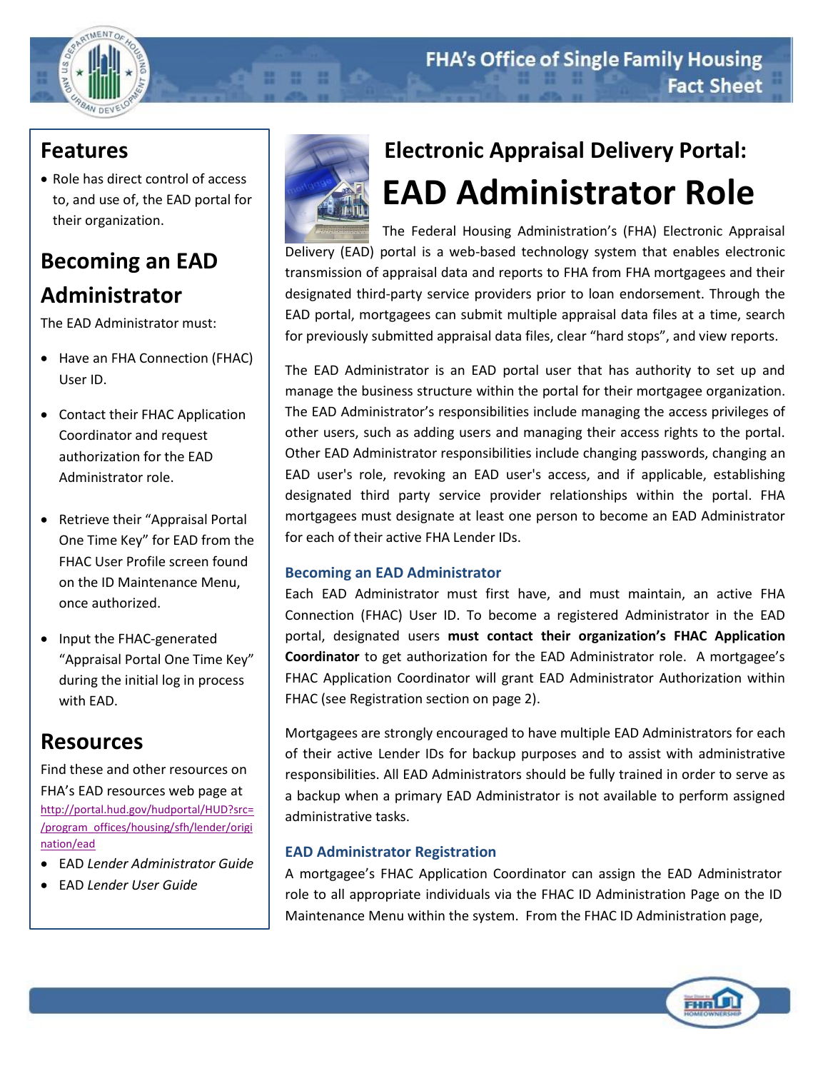FHA's Office of Single Family Housing
Fact Sheet

# Electronic Appraisal Delivery Portal:
# EAD Administrator Role

The Federal Housing Administration's (FHA) Electronic Appraisal Delivery (EAD) portal is a web-based technology system that enables electronic transmission of appraisal data and reports to FHA from FHA mortgagees and their designated third-party service providers prior to loan endorsement. Through the EAD portal, mortgagees can submit multiple appraisal data files at a time, search for previously submitted appraisal data files, clear "hard stops", and view reports.

The EAD Administrator is an EAD portal user that has authority to set up and manage the business structure within the portal for their mortgagee organization. The EAD Administrator's responsibilities include managing the access privileges of other users, such as adding users and managing their access rights to the portal. Other EAD Administrator responsibilities include changing passwords, changing an EAD user's role, revoking an EAD user's access, and if applicable, establishing designated third party service provider relationships within the portal. FHA mortgagees must designate at least one person to become an EAD Administrator for each of their active FHA Lender IDs.

### Becoming an EAD Administrator

Each EAD Administrator must first have, and must maintain, an active FHA Connection (FHAC) User ID. To become a registered Administrator in the EAD portal, designated users **must contact their organization's FHAC Application Coordinator** to get authorization for the EAD Administrator role. A mortgagee's FHAC Application Coordinator will grant EAD Administrator Authorization within FHAC (see Registration section on page 2).

Mortgagees are strongly encouraged to have multiple EAD Administrators for each of their active Lender IDs for backup purposes and to assist with administrative responsibilities. All EAD Administrators should be fully trained in order to serve as a backup when a primary EAD Administrator is not available to perform assigned administrative tasks.

### EAD Administrator Registration

A mortgagee's FHAC Application Coordinator can assign the EAD Administrator role to all appropriate individuals via the FHAC ID Administration Page on the ID Maintenance Menu within the system. From the FHAC ID Administration page,

## Features

- Role has direct control of access to, and use of, the EAD portal for their organization.

## Becoming an EAD Administrator

The EAD Administrator must:

- Have an FHA Connection (FHAC) User ID.
- Contact their FHAC Application Coordinator and request authorization for the EAD Administrator role.
- Retrieve their "Appraisal Portal One Time Key" for EAD from the FHAC User Profile screen found on the ID Maintenance Menu, once authorized.
- Input the FHAC-generated "Appraisal Portal One Time Key" during the initial log in process with EAD.

## Resources

Find these and other resources on FHA's EAD resources web page at http://portal.hud.gov/hudportal/HUD?src=/program_offices/housing/sfh/lender/origination/ead

- EAD *Lender Administrator Guide*
- EAD *Lender User Guide*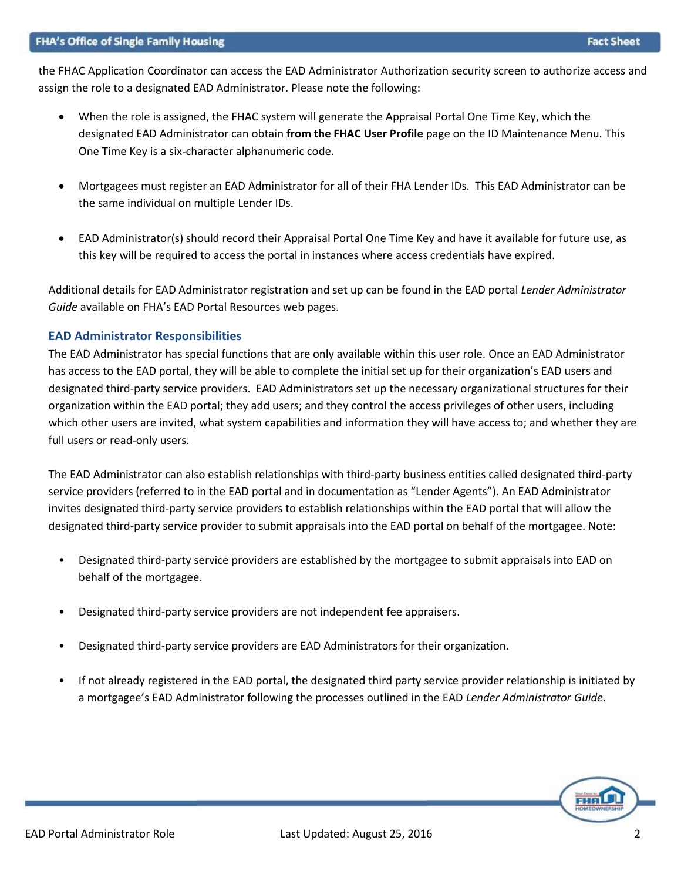the FHAC Application Coordinator can access the EAD Administrator Authorization security screen to authorize access and assign the role to a designated EAD Administrator. Please note the following:

- When the role is assigned, the FHAC system will generate the Appraisal Portal One Time Key, which the designated EAD Administrator can obtain **from the FHAC User Profile** page on the ID Maintenance Menu. This One Time Key is a six-character alphanumeric code.

- Mortgagees must register an EAD Administrator for all of their FHA Lender IDs. This EAD Administrator can be the same individual on multiple Lender IDs.

- EAD Administrator(s) should record their Appraisal Portal One Time Key and have it available for future use, as this key will be required to access the portal in instances where access credentials have expired.

Additional details for EAD Administrator registration and set up can be found in the EAD portal *Lender Administrator Guide* available on FHA's EAD Portal Resources web pages.

### EAD Administrator Responsibilities

The EAD Administrator has special functions that are only available within this user role. Once an EAD Administrator has access to the EAD portal, they will be able to complete the initial set up for their organization's EAD users and designated third-party service providers. EAD Administrators set up the necessary organizational structures for their organization within the EAD portal; they add users; and they control the access privileges of other users, including which other users are invited, what system capabilities and information they will have access to; and whether they are full users or read-only users.

The EAD Administrator can also establish relationships with third-party business entities called designated third-party service providers (referred to in the EAD portal and in documentation as "Lender Agents"). An EAD Administrator invites designated third-party service providers to establish relationships within the EAD portal that will allow the designated third-party service provider to submit appraisals into the EAD portal on behalf of the mortgagee. Note:

- Designated third-party service providers are established by the mortgagee to submit appraisals into EAD on behalf of the mortgagee.

- Designated third-party service providers are not independent fee appraisers.

- Designated third-party service providers are EAD Administrators for their organization.

- If not already registered in the EAD portal, the designated third party service provider relationship is initiated by a mortgagee's EAD Administrator following the processes outlined in the EAD *Lender Administrator Guide*.